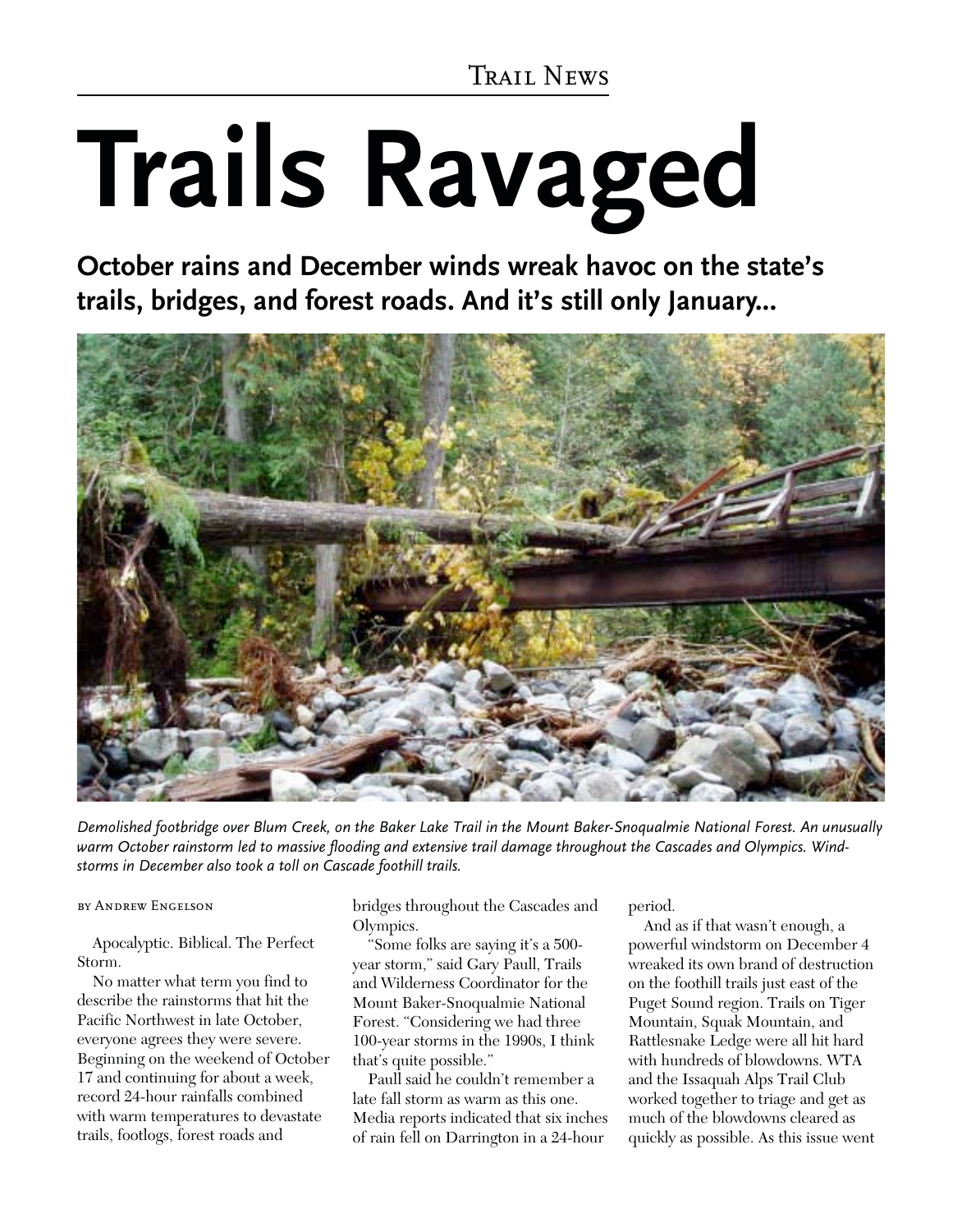Trail News

# Trails Ravaged

## October rains and December winds wreak havoc on the state's trails, bridges, and forest roads. And it's still only January...

*Demolished footbridge over Blum Creek, on the Baker Lake Trail in the Mount Baker-Snoqualmie National Forest. An unusually warm October rainstorm led to massive flooding and extensive trail damage throughout the Cascades and Olympics. Windstorms in December also took a toll on Cascade foothill trails.*

by Andrew Engelson

Apocalyptic. Biblical. The Perfect Storm.

No matter what term you find to describe the rainstorms that hit the Pacific Northwest in late October, everyone agrees they were severe. Beginning on the weekend of October 17 and continuing for about a week, record 24-hour rainfalls combined with warm temperatures to devastate trails, footlogs, forest roads and bridges throughout the Cascades and Olympics.

"Some folks are saying it's a 500-year storm," said Gary Paull, Trails and Wilderness Coordinator for the Mount Baker-Snoqualmie National Forest. "Considering we had three 100-year storms in the 1990s, I think that's quite possible."

Paull said he couldn't remember a late fall storm as warm as this one. Media reports indicated that six inches of rain fell on Darrington in a 24-hour period.

And as if that wasn't enough, a powerful windstorm on December 4 wreaked its own brand of destruction on the foothill trails just east of the Puget Sound region. Trails on Tiger Mountain, Squak Mountain, and Rattlesnake Ledge were all hit hard with hundreds of blowdowns. WTA and the Issaquah Alps Trail Club worked together to triage and get as much of the blowdowns cleared as quickly as possible. As this issue went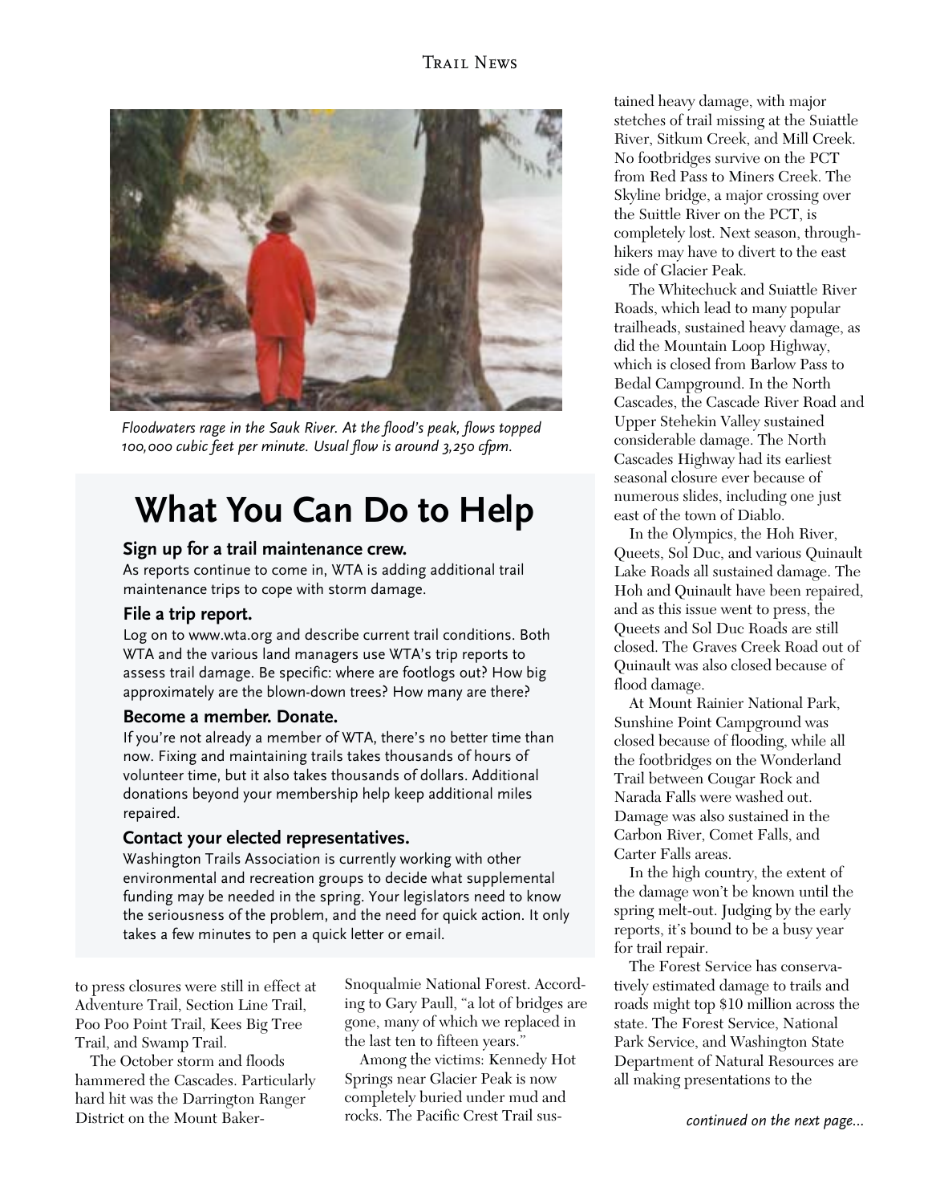*Floodwaters rage in the Sauk River. At the flood's peak, flows topped 100,000 cubic feet per minute. Usual flow is around 3,250 cfpm.*

## What You Can Do to Help

### Sign up for a trail maintenance crew.

As reports continue to come in, WTA is adding additional trail maintenance trips to cope with storm damage.

### File a trip report.

Log on to www.wta.org and describe current trail conditions. Both WTA and the various land managers use WTA's trip reports to assess trail damage. Be specific: where are footlogs out? How big approximately are the blown-down trees? How many are there?

### Become a member. Donate.

If you're not already a member of WTA, there's no better time than now. Fixing and maintaining trails takes thousands of hours of volunteer time, but it also takes thousands of dollars. Additional donations beyond your membership help keep additional miles repaired.

### Contact your elected representatives.

Washington Trails Association is currently working with other environmental and recreation groups to decide what supplemental funding may be needed in the spring. Your legislators need to know the seriousness of the problem, and the need for quick action. It only takes a few minutes to pen a quick letter or email.

to press closures were still in effect at Adventure Trail, Section Line Trail, Poo Poo Point Trail, Kees Big Tree Trail, and Swamp Trail.

The October storm and floods hammered the Cascades. Particularly hard hit was the Darrington Ranger District on the Mount Baker-Snoqualmie National Forest. According to Gary Paull, "a lot of bridges are gone, many of which we replaced in the last ten to fifteen years."

Among the victims: Kennedy Hot Springs near Glacier Peak is now completely buried under mud and rocks. The Pacific Crest Trail sustained heavy damage, with major stetches of trail missing at the Suiattle River, Sitkum Creek, and Mill Creek. No footbridges survive on the PCT from Red Pass to Miners Creek. The Skyline bridge, a major crossing over the Suittle River on the PCT, is completely lost. Next season, through-hikers may have to divert to the east side of Glacier Peak.

The Whitechuck and Suiattle River Roads, which lead to many popular trailheads, sustained heavy damage, as did the Mountain Loop Highway, which is closed from Barlow Pass to Bedal Campground. In the North Cascades, the Cascade River Road and Upper Stehekin Valley sustained considerable damage. The North Cascades Highway had its earliest seasonal closure ever because of numerous slides, including one just east of the town of Diablo.

In the Olympics, the Hoh River, Queets, Sol Duc, and various Quinault Lake Roads all sustained damage. The Hoh and Quinault have been repaired, and as this issue went to press, the Queets and Sol Duc Roads are still closed. The Graves Creek Road out of Quinault was also closed because of flood damage.

At Mount Rainier National Park, Sunshine Point Campground was closed because of flooding, while all the footbridges on the Wonderland Trail between Cougar Rock and Narada Falls were washed out. Damage was also sustained in the Carbon River, Comet Falls, and Carter Falls areas.

In the high country, the extent of the damage won't be known until the spring melt-out. Judging by the early reports, it's bound to be a busy year for trail repair.

The Forest Service has conservatively estimated damage to trails and roads might top $10 million across the state. The Forest Service, National Park Service, and Washington State Department of Natural Resources are all making presentations to the

*continued on the next page...*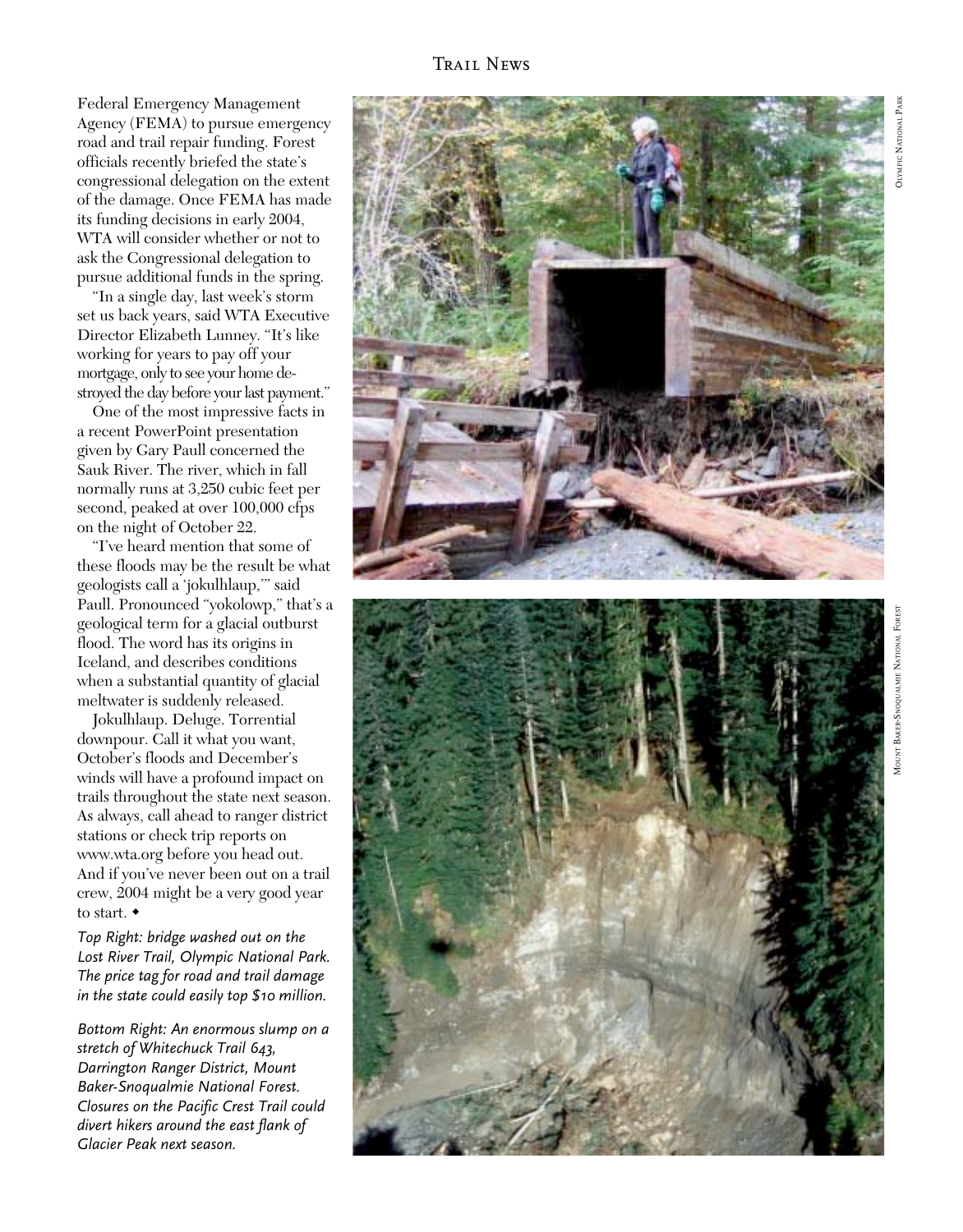Federal Emergency Management Agency (FEMA) to pursue emergency road and trail repair funding. Forest officials recently briefed the state's congressional delegation on the extent of the damage. Once FEMA has made its funding decisions in early 2004, WTA will consider whether or not to ask the Congressional delegation to pursue additional funds in the spring.

"In a single day, last week's storm set us back years, said WTA Executive Director Elizabeth Lunney. "It's like working for years to pay off your mortgage, only to see your home destroyed the day before your last payment."

One of the most impressive facts in a recent PowerPoint presentation given by Gary Paull concerned the Sauk River. The river, which in fall normally runs at 3,250 cubic feet per second, peaked at over 100,000 cfps on the night of October 22.

"I've heard mention that some of these floods may be the result be what geologists call a 'jokulhlaup,'" said Paull. Pronounced "yokolowp," that's a geological term for a glacial outburst flood. The word has its origins in Iceland, and describes conditions when a substantial quantity of glacial meltwater is suddenly released.

Jokulhlaup. Deluge. Torrential downpour. Call it what you want, October's floods and December's winds will have a profound impact on trails throughout the state next season. As always, call ahead to ranger district stations or check trip reports on www.wta.org before you head out. And if you've never been out on a trail crew, 2004 might be a very good year to start. ◆

*Top Right: bridge washed out on the Lost River Trail, Olympic National Park. The price tag for road and trail damage in the state could easily top $10 million.*

*Bottom Right: An enormous slump on a stretch of Whitechuck Trail 643, Darrington Ranger District, Mount Baker-Snoqualmie National Forest. Closures on the Pacific Crest Trail could divert hikers around the east flank of Glacier Peak next season.*

Olympic National Park

Mount Baker-Snoqualmie National Forest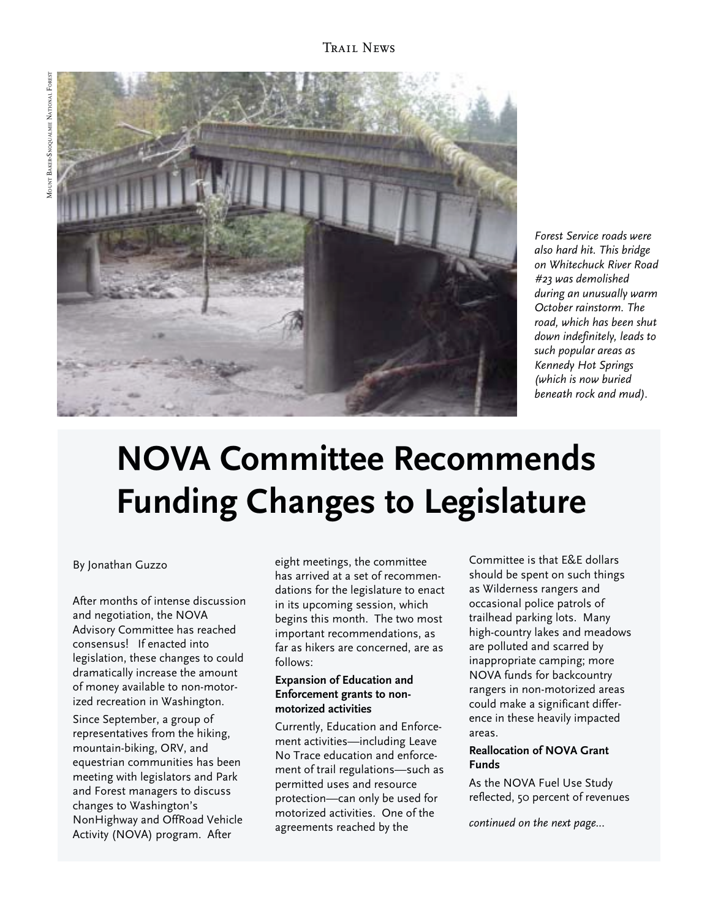*Forest Service roads were also hard hit. This bridge on Whitechuck River Road #23 was demolished during an unusually warm October rainstorm. The road, which has been shut down indefinitely, leads to such popular areas as Kennedy Hot Springs (which is now buried beneath rock and mud).*

# NOVA Committee Recommends Funding Changes to Legislature

By Jonathan Guzzo

After months of intense discussion and negotiation, the NOVA Advisory Committee has reached consensus! If enacted into legislation, these changes to could dramatically increase the amount of money available to non-motorized recreation in Washington.

Since September, a group of representatives from the hiking, mountain-biking, ORV, and equestrian communities has been meeting with legislators and Park and Forest managers to discuss changes to Washington's NonHighway and OffRoad Vehicle Activity (NOVA) program. After eight meetings, the committee has arrived at a set of recommendations for the legislature to enact in its upcoming session, which begins this month. The two most important recommendations, as far as hikers are concerned, are as follows:

**Expansion of Education and Enforcement grants to non-motorized activities**

Currently, Education and Enforcement activities—including Leave No Trace education and enforcement of trail regulations—such as permitted uses and resource protection—can only be used for motorized activities. One of the agreements reached by the Committee is that E&E dollars should be spent on such things as Wilderness rangers and occasional police patrols of trailhead parking lots. Many high-country lakes and meadows are polluted and scarred by inappropriate camping; more NOVA funds for backcountry rangers in non-motorized areas could make a significant difference in these heavily impacted areas.

**Reallocation of NOVA Grant Funds**

As the NOVA Fuel Use Study reflected, 50 percent of revenues

*continued on the next page...*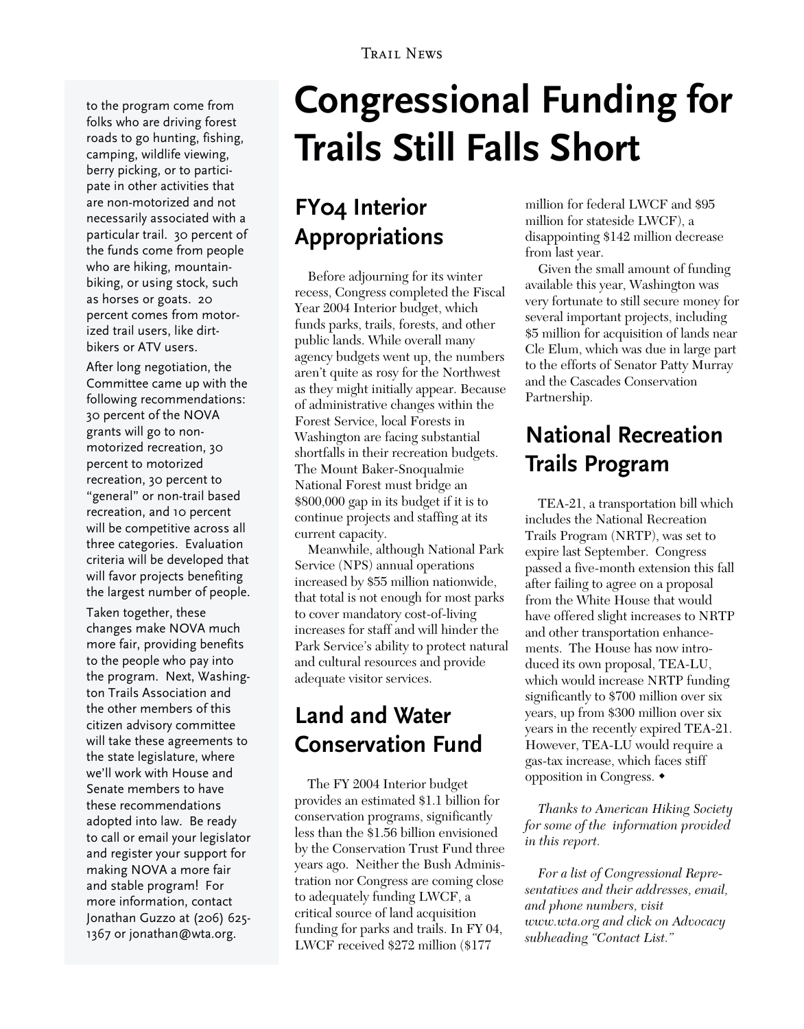to the program come from folks who are driving forest roads to go hunting, fishing, camping, wildlife viewing, berry picking, or to participate in other activities that are non-motorized and not necessarily associated with a particular trail. 30 percent of the funds come from people who are hiking, mountain-biking, or using stock, such as horses or goats. 20 percent comes from motorized trail users, like dirt-bikers or ATV users.

After long negotiation, the Committee came up with the following recommendations: 30 percent of the NOVA grants will go to non-motorized recreation, 30 percent to motorized recreation, 30 percent to "general" or non-trail based recreation, and 10 percent will be competitive across all three categories. Evaluation criteria will be developed that will favor projects benefiting the largest number of people.

Taken together, these changes make NOVA much more fair, providing benefits to the people who pay into the program. Next, Washington Trails Association and the other members of this citizen advisory committee will take these agreements to the state legislature, where we'll work with House and Senate members to have these recommendations adopted into law. Be ready to call or email your legislator and register your support for making NOVA a more fair and stable program! For more information, contact Jonathan Guzzo at (206) 625-1367 or jonathan@wta.org.

# Congressional Funding for Trails Still Falls Short

## FY04 Interior Appropriations

Before adjourning for its winter recess, Congress completed the Fiscal Year 2004 Interior budget, which funds parks, trails, forests, and other public lands. While overall many agency budgets went up, the numbers aren't quite as rosy for the Northwest as they might initially appear. Because of administrative changes within the Forest Service, local Forests in Washington are facing substantial shortfalls in their recreation budgets. The Mount Baker-Snoqualmie National Forest must bridge an $800,000 gap in its budget if it is to continue projects and staffing at its current capacity.

Meanwhile, although National Park Service (NPS) annual operations increased by $55 million nationwide, that total is not enough for most parks to cover mandatory cost-of-living increases for staff and will hinder the Park Service's ability to protect natural and cultural resources and provide adequate visitor services.

## Land and Water Conservation Fund

The FY 2004 Interior budget provides an estimated $1.1 billion for conservation programs, significantly less than the $1.56 billion envisioned by the Conservation Trust Fund three years ago. Neither the Bush Administration nor Congress are coming close to adequately funding LWCF, a critical source of land acquisition funding for parks and trails. In FY 04, LWCF received $272 million ($177 million for federal LWCF and $95 million for stateside LWCF), a disappointing $142 million decrease from last year.

Given the small amount of funding available this year, Washington was very fortunate to still secure money for several important projects, including $5 million for acquisition of lands near Cle Elum, which was due in large part to the efforts of Senator Patty Murray and the Cascades Conservation Partnership.

## National Recreation Trails Program

TEA-21, a transportation bill which includes the National Recreation Trails Program (NRTP), was set to expire last September. Congress passed a five-month extension this fall after failing to agree on a proposal from the White House that would have offered slight increases to NRTP and other transportation enhancements. The House has now introduced its own proposal, TEA-LU, which would increase NRTP funding significantly to $700 million over six years, up from $300 million over six years in the recently expired TEA-21. However, TEA-LU would require a gas-tax increase, which faces stiff opposition in Congress. ◆

*Thanks to American Hiking Society for some of the information provided in this report.*

*For a list of Congressional Representatives and their addresses, email, and phone numbers, visit www.wta.org and click on Advocacy subheading "Contact List."*